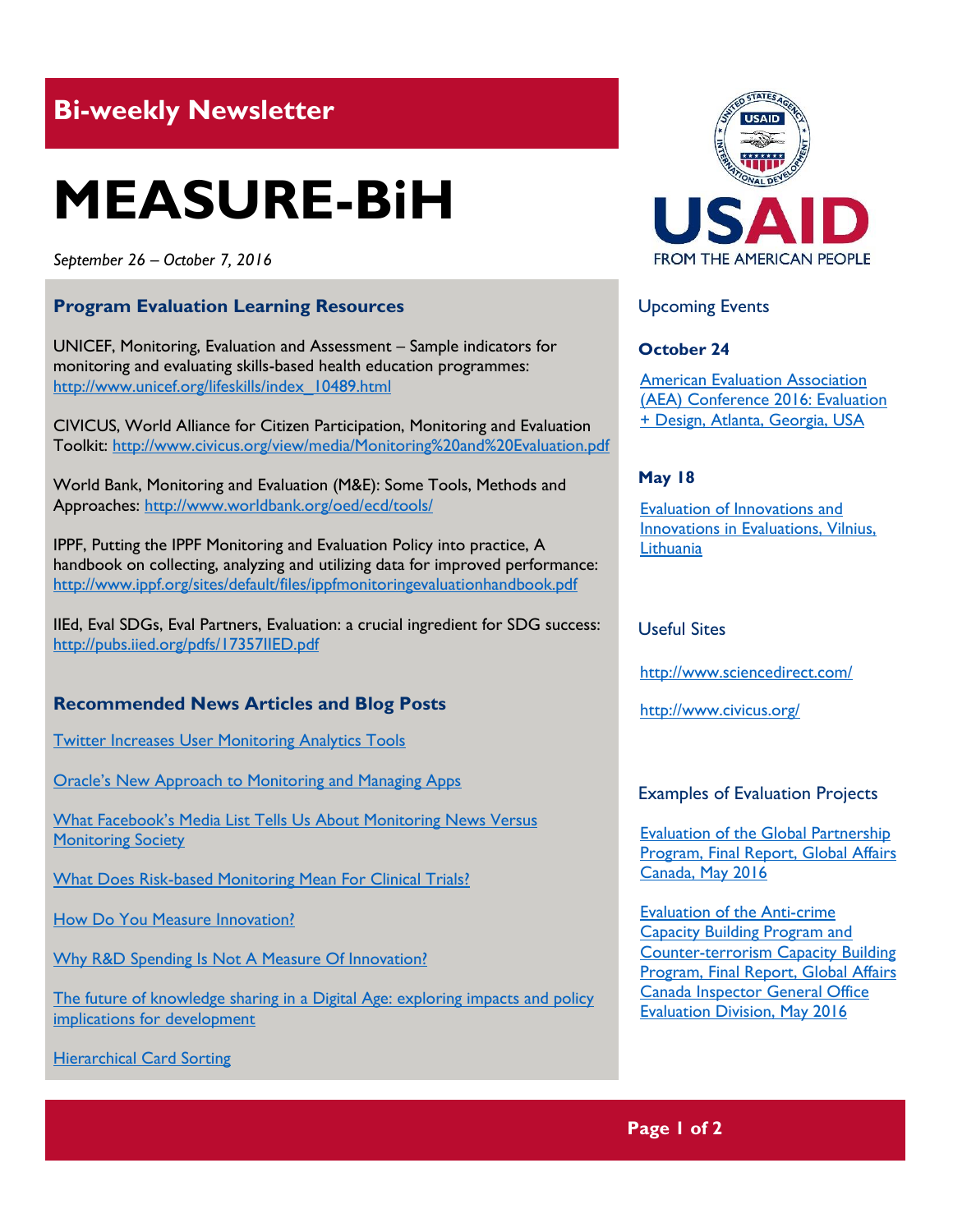## Bi-weekly Newsletter

# MEASURE-BiH

*September 26 – October 7, 2016*

### Program Evaluation Learning Resources

UNICEF, Monitoring, Evaluation and Assessment – Sample indicators for monitoring and evaluating skills-based health education programmes: http://www.unicef.org/lifeskills/index_10489.html

CIVICUS, World Alliance for Citizen Participation, Monitoring and Evaluation Toolkit: http://www.civicus.org/view/media/Monitoring%20and%20Evaluation.pdf

World Bank, Monitoring and Evaluation (M&E): Some Tools, Methods and Approaches: http://www.worldbank.org/oed/ecd/tools/

IPPF, Putting the IPPF Monitoring and Evaluation Policy into practice, A handbook on collecting, analyzing and utilizing data for improved performance: http://www.ippf.org/sites/default/files/ippfmonitoringevaluationhandbook.pdf

IIEd, Eval SDGs, Eval Partners, Evaluation: a crucial ingredient for SDG success: http://pubs.iied.org/pdfs/17357IIED.pdf

### Recommended News Articles and Blog Posts

Twitter Increases User Monitoring Analytics Tools

Oracle's New Approach to Monitoring and Managing Apps

What Facebook's Media List Tells Us About Monitoring News Versus Monitoring Society

What Does Risk-based Monitoring Mean For Clinical Trials?

How Do You Measure Innovation?

Why R&D Spending Is Not A Measure Of Innovation?

The future of knowledge sharing in a Digital Age: exploring impacts and policy implications for development

Hierarchical Card Sorting

### Upcoming Events

**October 24**

American Evaluation Association (AEA) Conference 2016: Evaluation + Design, Atlanta, Georgia, USA

**May 18**

Evaluation of Innovations and Innovations in Evaluations, Vilnius, Lithuania

### Useful Sites

http://www.sciencedirect.com/

http://www.civicus.org/

### Examples of Evaluation Projects

Evaluation of the Global Partnership Program, Final Report, Global Affairs Canada, May 2016

Evaluation of the Anti-crime Capacity Building Program and Counter-terrorism Capacity Building Program, Final Report, Global Affairs Canada Inspector General Office Evaluation Division, May 2016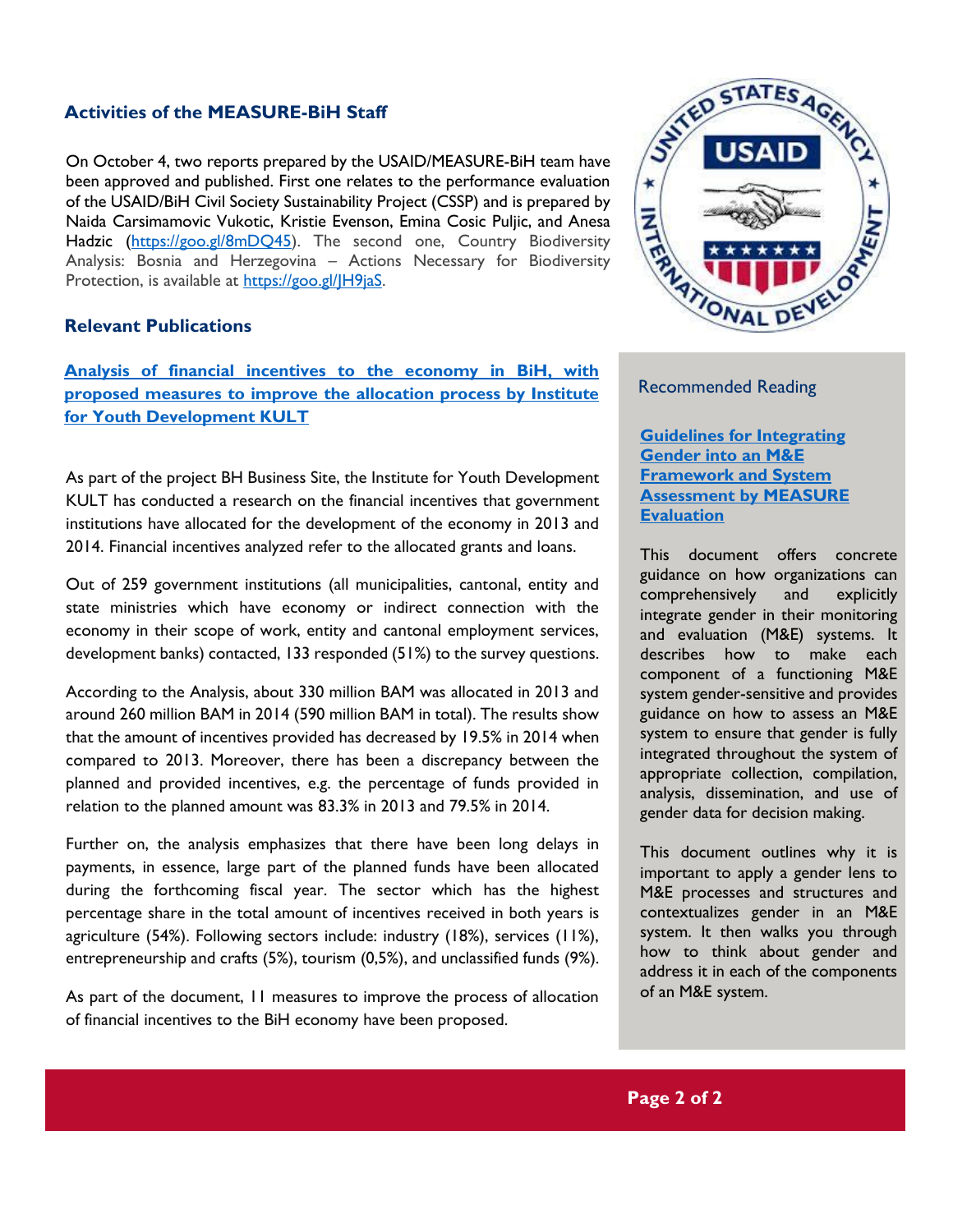## Activities of the MEASURE-BiH Staff

On October 4, two reports prepared by the USAID/MEASURE-BiH team have been approved and published. First one relates to the performance evaluation of the USAID/BiH Civil Society Sustainability Project (CSSP) and is prepared by Naida Carsimamovic Vukotic, Kristie Evenson, Emina Cosic Puljic, and Anesa Hadzic (https://goo.gl/8mDQ45). The second one, Country Biodiversity Analysis: Bosnia and Herzegovina – Actions Necessary for Biodiversity Protection, is available at https://goo.gl/JH9jaS.

## Relevant Publications

### Analysis of financial incentives to the economy in BiH, with proposed measures to improve the allocation process by Institute for Youth Development KULT

As part of the project BH Business Site, the Institute for Youth Development KULT has conducted a research on the financial incentives that government institutions have allocated for the development of the economy in 2013 and 2014. Financial incentives analyzed refer to the allocated grants and loans.

Out of 259 government institutions (all municipalities, cantonal, entity and state ministries which have economy or indirect connection with the economy in their scope of work, entity and cantonal employment services, development banks) contacted, 133 responded (51%) to the survey questions.

According to the Analysis, about 330 million BAM was allocated in 2013 and around 260 million BAM in 2014 (590 million BAM in total). The results show that the amount of incentives provided has decreased by 19.5% in 2014 when compared to 2013. Moreover, there has been a discrepancy between the planned and provided incentives, e.g. the percentage of funds provided in relation to the planned amount was 83.3% in 2013 and 79.5% in 2014.

Further on, the analysis emphasizes that there have been long delays in payments, in essence, large part of the planned funds have been allocated during the forthcoming fiscal year. The sector which has the highest percentage share in the total amount of incentives received in both years is agriculture (54%). Following sectors include: industry (18%), services (11%), entrepreneurship and crafts (5%), tourism (0,5%), and unclassified funds (9%).

As part of the document, 11 measures to improve the process of allocation of financial incentives to the BiH economy have been proposed.

## Recommended Reading

### Guidelines for Integrating Gender into an M&E Framework and System Assessment by MEASURE Evaluation

This document offers concrete guidance on how organizations can comprehensively and explicitly integrate gender in their monitoring and evaluation (M&E) systems. It describes how to make each component of a functioning M&E system gender-sensitive and provides guidance on how to assess an M&E system to ensure that gender is fully integrated throughout the system of appropriate collection, compilation, analysis, dissemination, and use of gender data for decision making.

This document outlines why it is important to apply a gender lens to M&E processes and structures and contextualizes gender in an M&E system. It then walks you through how to think about gender and address it in each of the components of an M&E system.